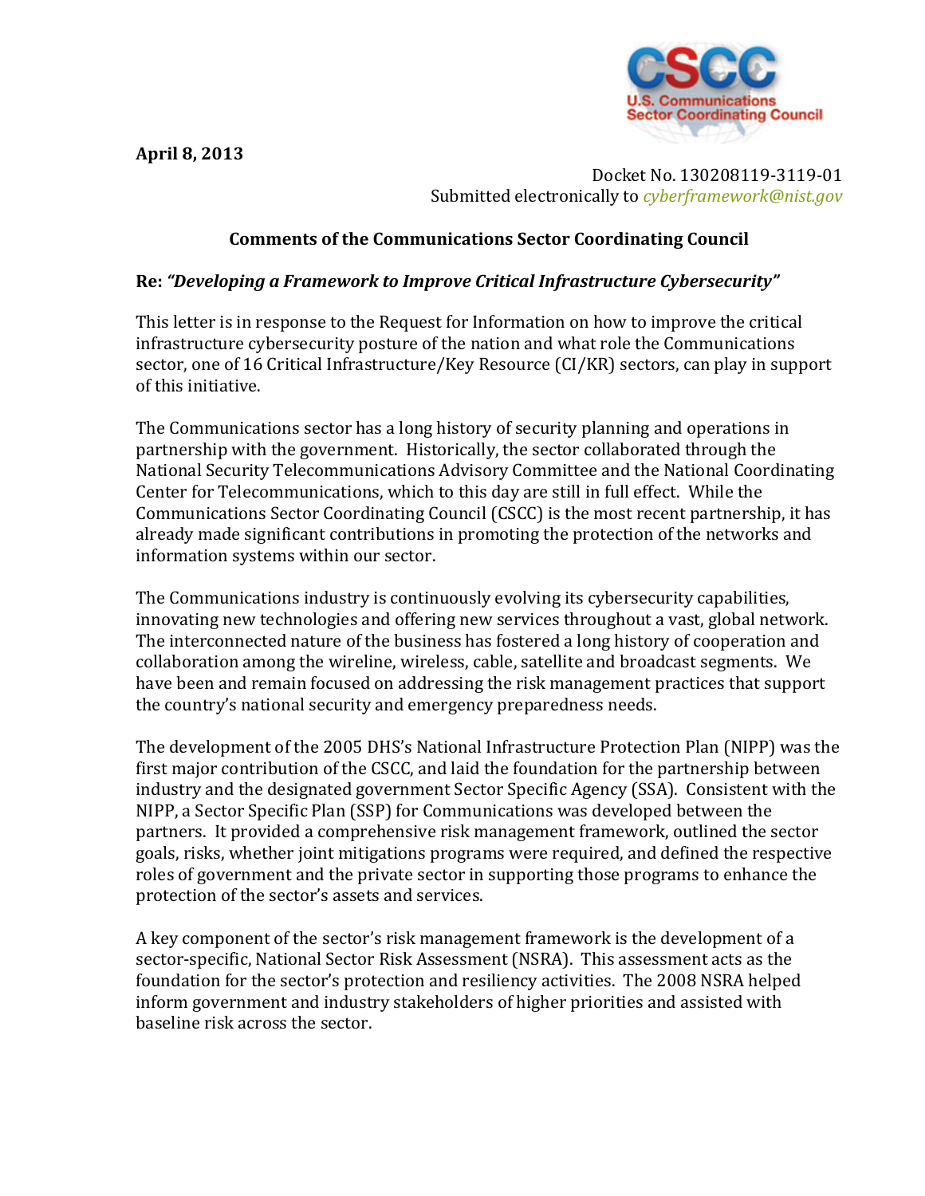April 8, 2013

Docket No. 130208119-3119-01
Submitted electronically to *cyberframework@nist.gov*

## Comments of the Communications Sector Coordinating Council

**Re:** ***"Developing a Framework to Improve Critical Infrastructure Cybersecurity"***

This letter is in response to the Request for Information on how to improve the critical infrastructure cybersecurity posture of the nation and what role the Communications sector, one of 16 Critical Infrastructure/Key Resource (CI/KR) sectors, can play in support of this initiative.

The Communications sector has a long history of security planning and operations in partnership with the government. Historically, the sector collaborated through the National Security Telecommunications Advisory Committee and the National Coordinating Center for Telecommunications, which to this day are still in full effect. While the Communications Sector Coordinating Council (CSCC) is the most recent partnership, it has already made significant contributions in promoting the protection of the networks and information systems within our sector.

The Communications industry is continuously evolving its cybersecurity capabilities, innovating new technologies and offering new services throughout a vast, global network. The interconnected nature of the business has fostered a long history of cooperation and collaboration among the wireline, wireless, cable, satellite and broadcast segments. We have been and remain focused on addressing the risk management practices that support the country's national security and emergency preparedness needs.

The development of the 2005 DHS's National Infrastructure Protection Plan (NIPP) was the first major contribution of the CSCC, and laid the foundation for the partnership between industry and the designated government Sector Specific Agency (SSA). Consistent with the NIPP, a Sector Specific Plan (SSP) for Communications was developed between the partners. It provided a comprehensive risk management framework, outlined the sector goals, risks, whether joint mitigations programs were required, and defined the respective roles of government and the private sector in supporting those programs to enhance the protection of the sector's assets and services.

A key component of the sector's risk management framework is the development of a sector-specific, National Sector Risk Assessment (NSRA). This assessment acts as the foundation for the sector's protection and resiliency activities. The 2008 NSRA helped inform government and industry stakeholders of higher priorities and assisted with baseline risk across the sector.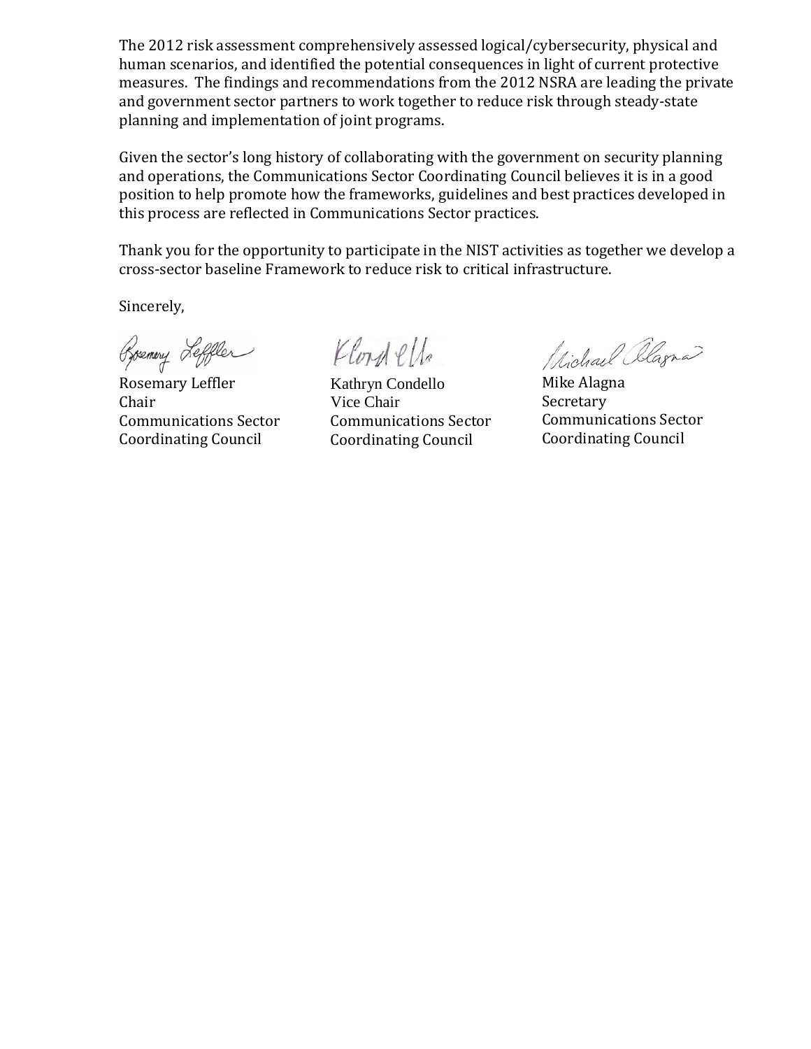The 2012 risk assessment comprehensively assessed logical/cybersecurity, physical and human scenarios, and identified the potential consequences in light of current protective measures. The findings and recommendations from the 2012 NSRA are leading the private and government sector partners to work together to reduce risk through steady-state planning and implementation of joint programs.

Given the sector's long history of collaborating with the government on security planning and operations, the Communications Sector Coordinating Council believes it is in a good position to help promote how the frameworks, guidelines and best practices developed in this process are reflected in Communications Sector practices.

Thank you for the opportunity to participate in the NIST activities as together we develop a cross-sector baseline Framework to reduce risk to critical infrastructure.

Sincerely,

Rosemary Leffler
Chair
Communications Sector
Coordinating Council

Kathryn Condello
Vice Chair
Communications Sector
Coordinating Council

Mike Alagna
Secretary
Communications Sector
Coordinating Council